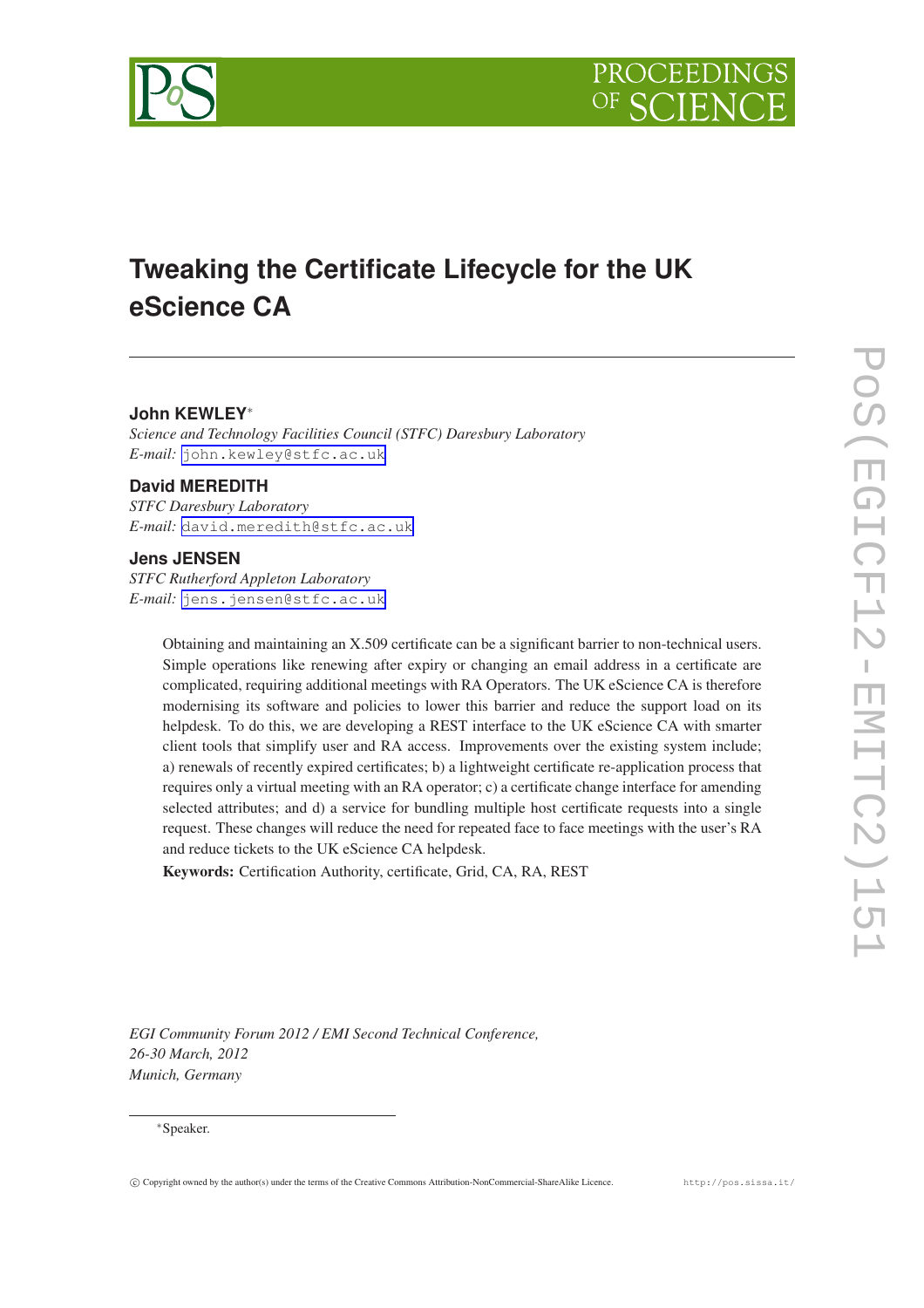# Tweaking the Certificate Lifecycle for the UK eScience CA

**John KEWLEY**[*]
*Science and Technology Facilities Council (STFC) Daresbury Laboratory*
*E-mail:* john.kewley@stfc.ac.uk

**David MEREDITH**
*STFC Daresbury Laboratory*
*E-mail:* david.meredith@stfc.ac.uk

**Jens JENSEN**
*STFC Rutherford Appleton Laboratory*
*E-mail:* jens.jensen@stfc.ac.uk

Obtaining and maintaining an X.509 certificate can be a significant barrier to non-technical users. Simple operations like renewing after expiry or changing an email address in a certificate are complicated, requiring additional meetings with RA Operators. The UK eScience CA is therefore modernising its software and policies to lower this barrier and reduce the support load on its helpdesk. To do this, we are developing a REST interface to the UK eScience CA with smarter client tools that simplify user and RA access. Improvements over the existing system include; a) renewals of recently expired certificates; b) a lightweight certificate re-application process that requires only a virtual meeting with an RA operator; c) a certificate change interface for amending selected attributes; and d) a service for bundling multiple host certificate requests into a single request. These changes will reduce the need for repeated face to face meetings with the user's RA and reduce tickets to the UK eScience CA helpdesk.

**Keywords:** Certification Authority, certificate, Grid, CA, RA, REST

*EGI Community Forum 2012 / EMI Second Technical Conference,*
*26-30 March, 2012*
*Munich, Germany*

[*]Speaker.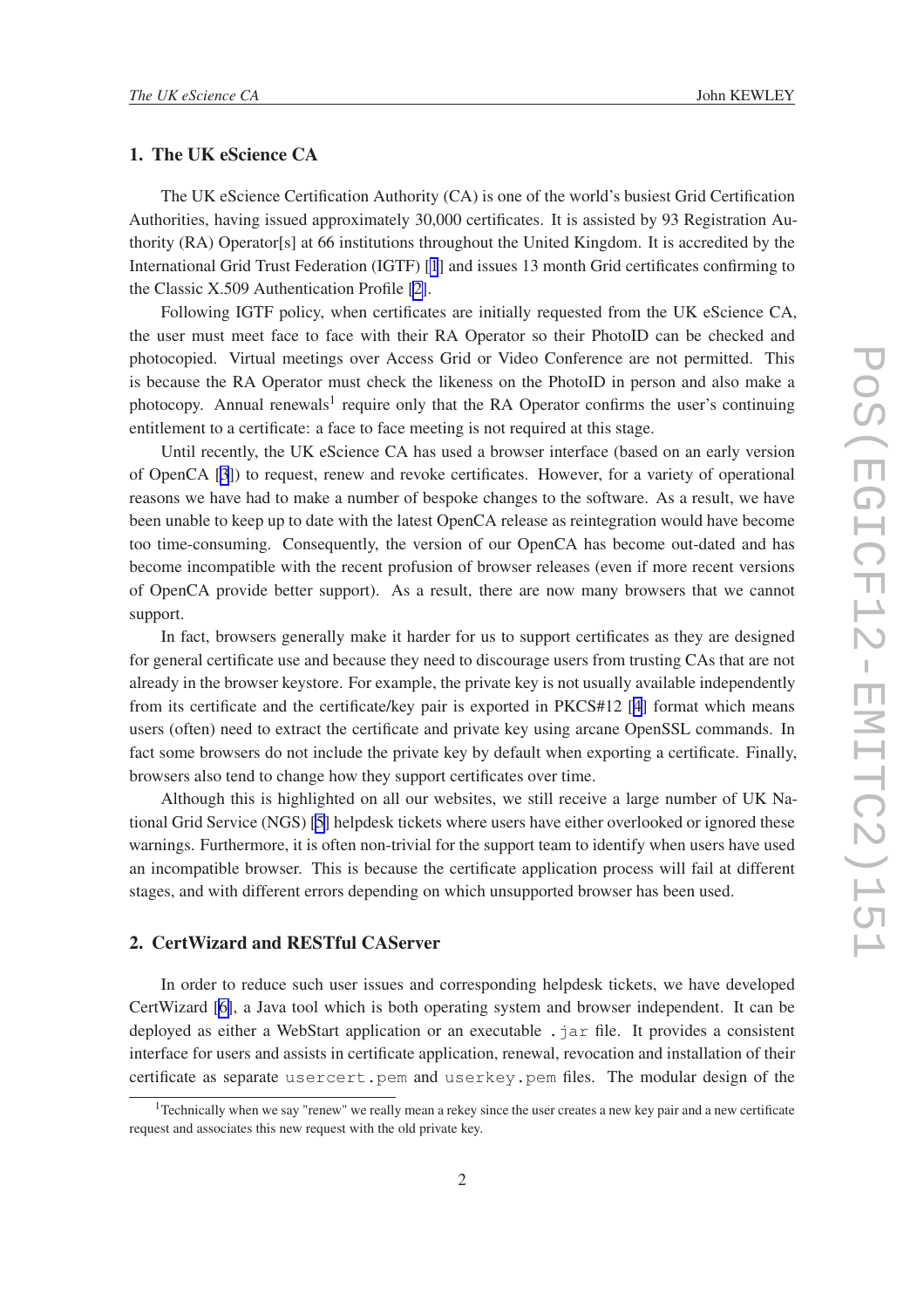## 1. The UK eScience CA

The UK eScience Certification Authority (CA) is one of the world's busiest Grid Certification Authorities, having issued approximately 30,000 certificates. It is assisted by 93 Registration Authority (RA) Operator[s] at 66 institutions throughout the United Kingdom. It is accredited by the International Grid Trust Federation (IGTF) [1] and issues 13 month Grid certificates confirming to the Classic X.509 Authentication Profile [2].

Following IGTF policy, when certificates are initially requested from the UK eScience CA, the user must meet face to face with their RA Operator so their PhotoID can be checked and photocopied. Virtual meetings over Access Grid or Video Conference are not permitted. This is because the RA Operator must check the likeness on the PhotoID in person and also make a photocopy. Annual renewals[1] require only that the RA Operator confirms the user's continuing entitlement to a certificate: a face to face meeting is not required at this stage.

Until recently, the UK eScience CA has used a browser interface (based on an early version of OpenCA [3]) to request, renew and revoke certificates. However, for a variety of operational reasons we have had to make a number of bespoke changes to the software. As a result, we have been unable to keep up to date with the latest OpenCA release as reintegration would have become too time-consuming. Consequently, the version of our OpenCA has become out-dated and has become incompatible with the recent profusion of browser releases (even if more recent versions of OpenCA provide better support). As a result, there are now many browsers that we cannot support.

In fact, browsers generally make it harder for us to support certificates as they are designed for general certificate use and because they need to discourage users from trusting CAs that are not already in the browser keystore. For example, the private key is not usually available independently from its certificate and the certificate/key pair is exported in PKCS#12 [4] format which means users (often) need to extract the certificate and private key using arcane OpenSSL commands. In fact some browsers do not include the private key by default when exporting a certificate. Finally, browsers also tend to change how they support certificates over time.

Although this is highlighted on all our websites, we still receive a large number of UK National Grid Service (NGS) [5] helpdesk tickets where users have either overlooked or ignored these warnings. Furthermore, it is often non-trivial for the support team to identify when users have used an incompatible browser. This is because the certificate application process will fail at different stages, and with different errors depending on which unsupported browser has been used.

## 2. CertWizard and RESTful CAServer

In order to reduce such user issues and corresponding helpdesk tickets, we have developed CertWizard [6], a Java tool which is both operating system and browser independent. It can be deployed as either a WebStart application or an executable `.jar` file. It provides a consistent interface for users and assists in certificate application, renewal, revocation and installation of their certificate as separate `usercert.pem` and `userkey.pem` files. The modular design of the

[1] Technically when we say "renew" we really mean a rekey since the user creates a new key pair and a new certificate request and associates this new request with the old private key.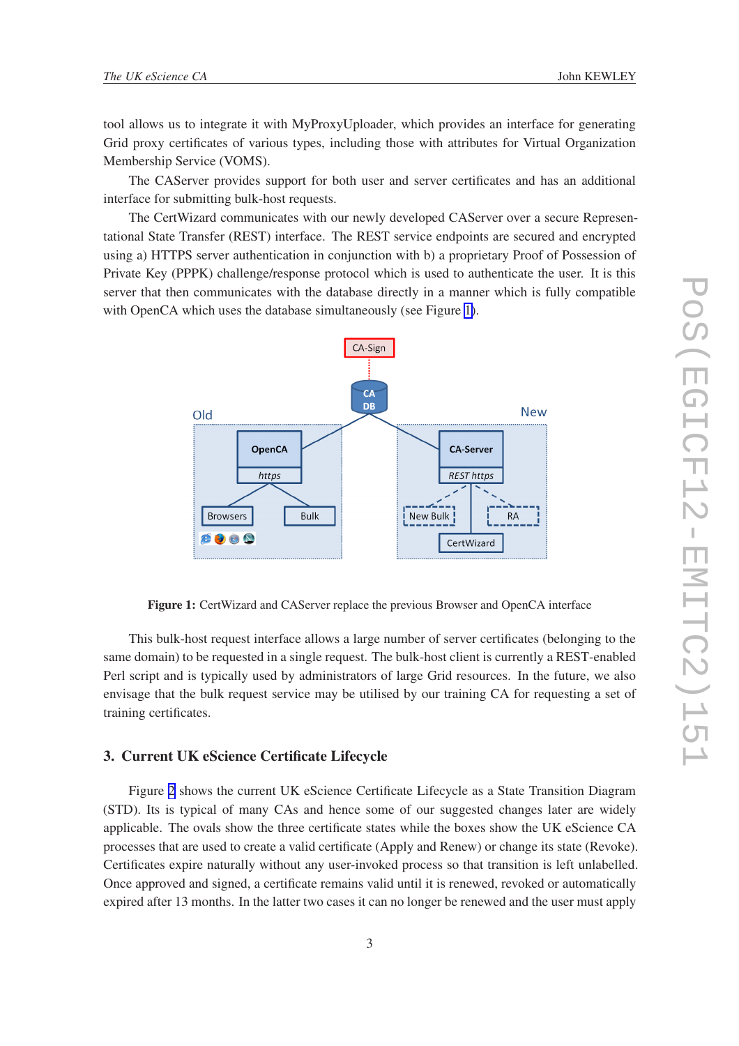tool allows us to integrate it with MyProxyUploader, which provides an interface for generating Grid proxy certificates of various types, including those with attributes for Virtual Organization Membership Service (VOMS).

The CAServer provides support for both user and server certificates and has an additional interface for submitting bulk-host requests.

The CertWizard communicates with our newly developed CAServer over a secure Representational State Transfer (REST) interface. The REST service endpoints are secured and encrypted using a) HTTPS server authentication in conjunction with b) a proprietary Proof of Possession of Private Key (PPPK) challenge/response protocol which is used to authenticate the user. It is this server that then communicates with the database directly in a manner which is fully compatible with OpenCA which uses the database simultaneously (see Figure 1).

**Figure 1:** CertWizard and CAServer replace the previous Browser and OpenCA interface

This bulk-host request interface allows a large number of server certificates (belonging to the same domain) to be requested in a single request. The bulk-host client is currently a REST-enabled Perl script and is typically used by administrators of large Grid resources. In the future, we also envisage that the bulk request service may be utilised by our training CA for requesting a set of training certificates.

## 3. Current UK eScience Certificate Lifecycle

Figure 2 shows the current UK eScience Certificate Lifecycle as a State Transition Diagram (STD). Its is typical of many CAs and hence some of our suggested changes later are widely applicable. The ovals show the three certificate states while the boxes show the UK eScience CA processes that are used to create a valid certificate (Apply and Renew) or change its state (Revoke). Certificates expire naturally without any user-invoked process so that transition is left unlabelled. Once approved and signed, a certificate remains valid until it is renewed, revoked or automatically expired after 13 months. In the latter two cases it can no longer be renewed and the user must apply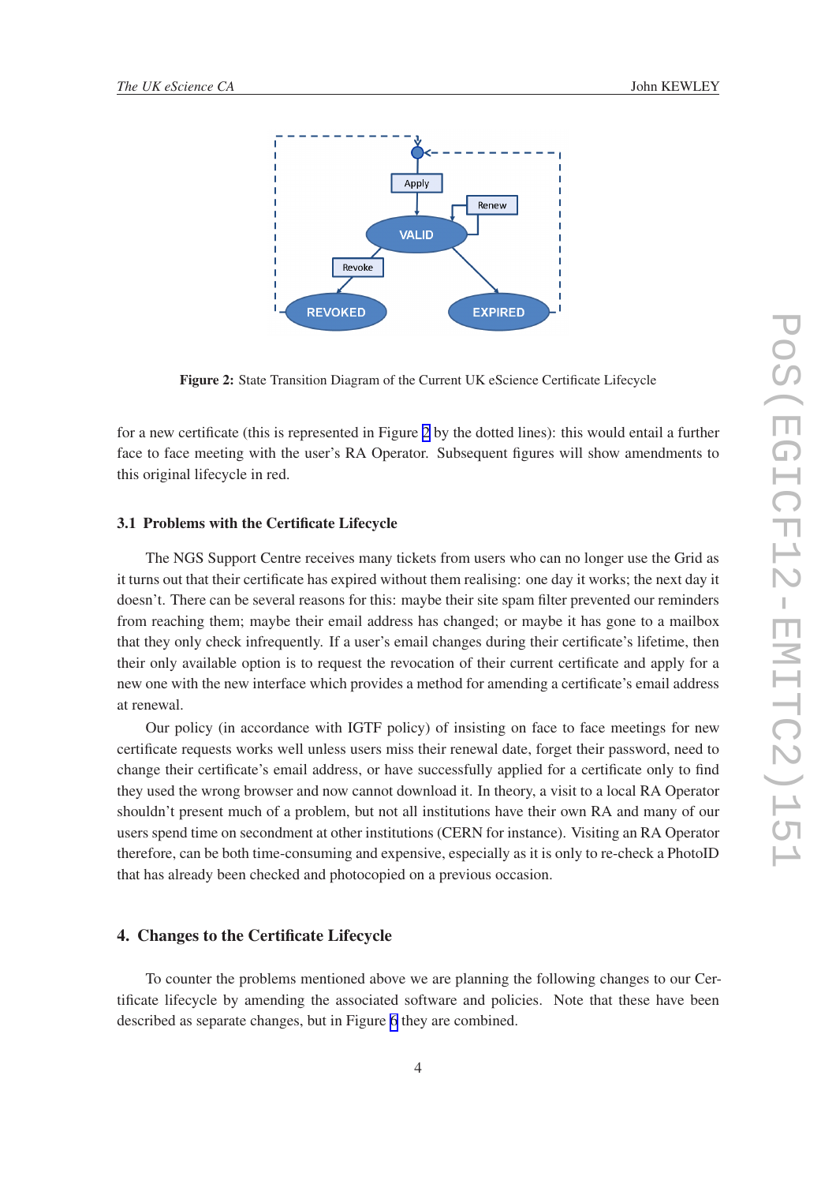Figure 2: State Transition Diagram of the Current UK eScience Certificate Lifecycle

for a new certificate (this is represented in Figure 2 by the dotted lines): this would entail a further face to face meeting with the user's RA Operator. Subsequent figures will show amendments to this original lifecycle in red.

### 3.1 Problems with the Certificate Lifecycle

The NGS Support Centre receives many tickets from users who can no longer use the Grid as it turns out that their certificate has expired without them realising: one day it works; the next day it doesn't. There can be several reasons for this: maybe their site spam filter prevented our reminders from reaching them; maybe their email address has changed; or maybe it has gone to a mailbox that they only check infrequently. If a user's email changes during their certificate's lifetime, then their only available option is to request the revocation of their current certificate and apply for a new one with the new interface which provides a method for amending a certificate's email address at renewal.

Our policy (in accordance with IGTF policy) of insisting on face to face meetings for new certificate requests works well unless users miss their renewal date, forget their password, need to change their certificate's email address, or have successfully applied for a certificate only to find they used the wrong browser and now cannot download it. In theory, a visit to a local RA Operator shouldn't present much of a problem, but not all institutions have their own RA and many of our users spend time on secondment at other institutions (CERN for instance). Visiting an RA Operator therefore, can be both time-consuming and expensive, especially as it is only to re-check a PhotoID that has already been checked and photocopied on a previous occasion.

## 4. Changes to the Certificate Lifecycle

To counter the problems mentioned above we are planning the following changes to our Certificate lifecycle by amending the associated software and policies. Note that these have been described as separate changes, but in Figure 6 they are combined.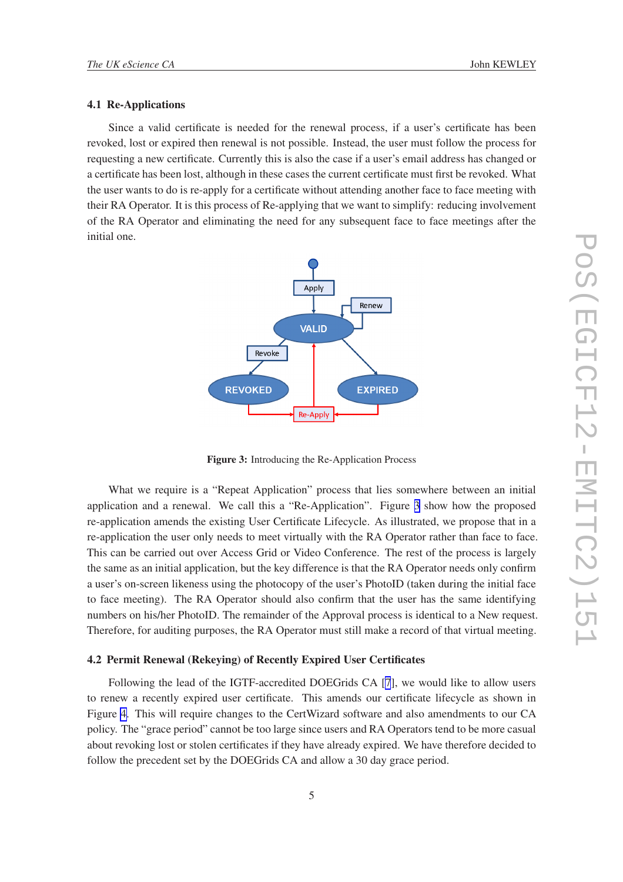### 4.1 Re-Applications

Since a valid certificate is needed for the renewal process, if a user's certificate has been revoked, lost or expired then renewal is not possible. Instead, the user must follow the process for requesting a new certificate. Currently this is also the case if a user's email address has changed or a certificate has been lost, although in these cases the current certificate must first be revoked. What the user wants to do is re-apply for a certificate without attending another face to face meeting with their RA Operator. It is this process of Re-applying that we want to simplify: reducing involvement of the RA Operator and eliminating the need for any subsequent face to face meetings after the initial one.

**Figure 3:** Introducing the Re-Application Process

What we require is a "Repeat Application" process that lies somewhere between an initial application and a renewal. We call this a "Re-Application". Figure 3 show how the proposed re-application amends the existing User Certificate Lifecycle. As illustrated, we propose that in a re-application the user only needs to meet virtually with the RA Operator rather than face to face. This can be carried out over Access Grid or Video Conference. The rest of the process is largely the same as an initial application, but the key difference is that the RA Operator needs only confirm a user's on-screen likeness using the photocopy of the user's PhotoID (taken during the initial face to face meeting). The RA Operator should also confirm that the user has the same identifying numbers on his/her PhotoID. The remainder of the Approval process is identical to a New request. Therefore, for auditing purposes, the RA Operator must still make a record of that virtual meeting.

### 4.2 Permit Renewal (Rekeying) of Recently Expired User Certificates

Following the lead of the IGTF-accredited DOEGrids CA [7], we would like to allow users to renew a recently expired user certificate. This amends our certificate lifecycle as shown in Figure 4. This will require changes to the CertWizard software and also amendments to our CA policy. The "grace period" cannot be too large since users and RA Operators tend to be more casual about revoking lost or stolen certificates if they have already expired. We have therefore decided to follow the precedent set by the DOEGrids CA and allow a 30 day grace period.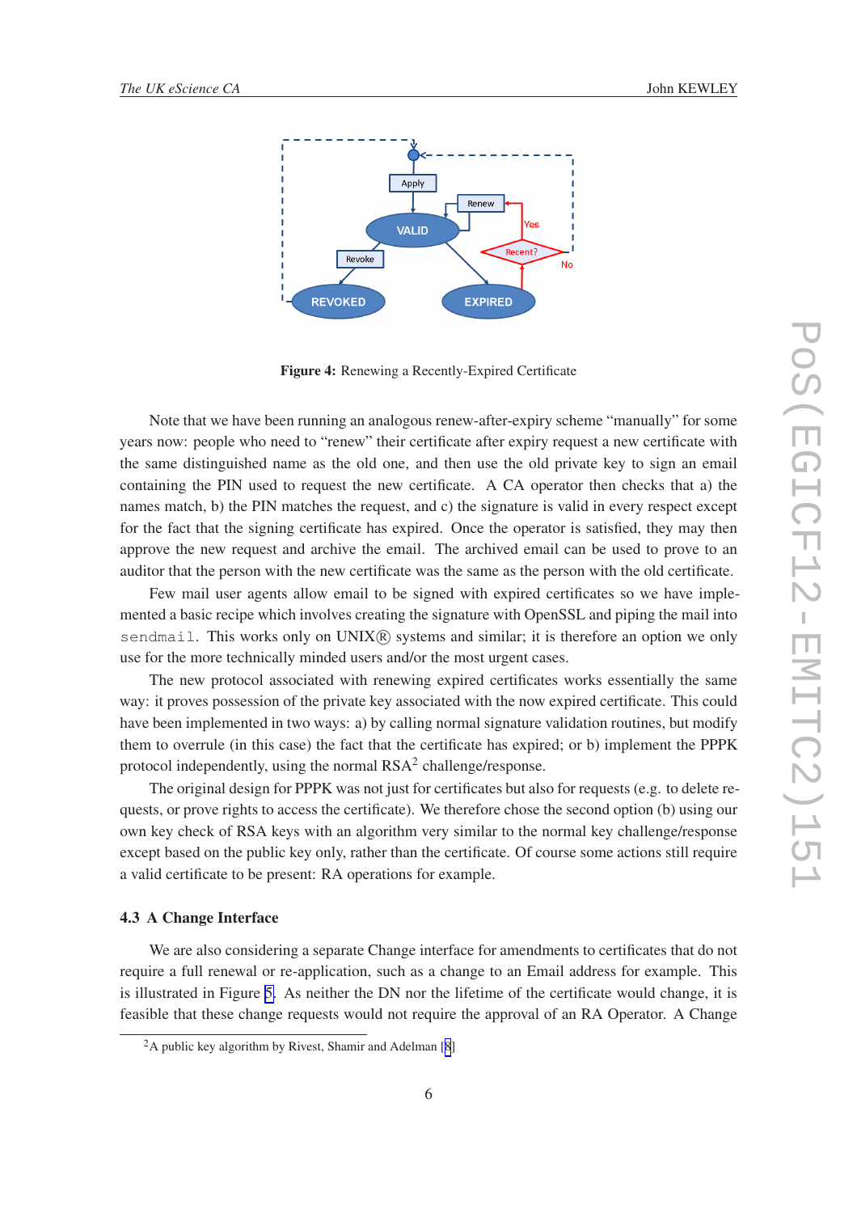**Figure 4:** Renewing a Recently-Expired Certificate

Note that we have been running an analogous renew-after-expiry scheme "manually" for some years now: people who need to "renew" their certificate after expiry request a new certificate with the same distinguished name as the old one, and then use the old private key to sign an email containing the PIN used to request the new certificate. A CA operator then checks that a) the names match, b) the PIN matches the request, and c) the signature is valid in every respect except for the fact that the signing certificate has expired. Once the operator is satisfied, they may then approve the new request and archive the email. The archived email can be used to prove to an auditor that the person with the new certificate was the same as the person with the old certificate.

Few mail user agents allow email to be signed with expired certificates so we have implemented a basic recipe which involves creating the signature with OpenSSL and piping the mail into `sendmail`. This works only on UNIX® systems and similar; it is therefore an option we only use for the more technically minded users and/or the most urgent cases.

The new protocol associated with renewing expired certificates works essentially the same way: it proves possession of the private key associated with the now expired certificate. This could have been implemented in two ways: a) by calling normal signature validation routines, but modify them to overrule (in this case) the fact that the certificate has expired; or b) implement the PPPK protocol independently, using the normal RSA[2] challenge/response.

The original design for PPPK was not just for certificates but also for requests (e.g. to delete requests, or prove rights to access the certificate). We therefore chose the second option (b) using our own key check of RSA keys with an algorithm very similar to the normal key challenge/response except based on the public key only, rather than the certificate. Of course some actions still require a valid certificate to be present: RA operations for example.

### 4.3 A Change Interface

We are also considering a separate Change interface for amendments to certificates that do not require a full renewal or re-application, such as a change to an Email address for example. This is illustrated in Figure 5. As neither the DN nor the lifetime of the certificate would change, it is feasible that these change requests would not require the approval of an RA Operator. A Change

---

[2] A public key algorithm by Rivest, Shamir and Adelman [8]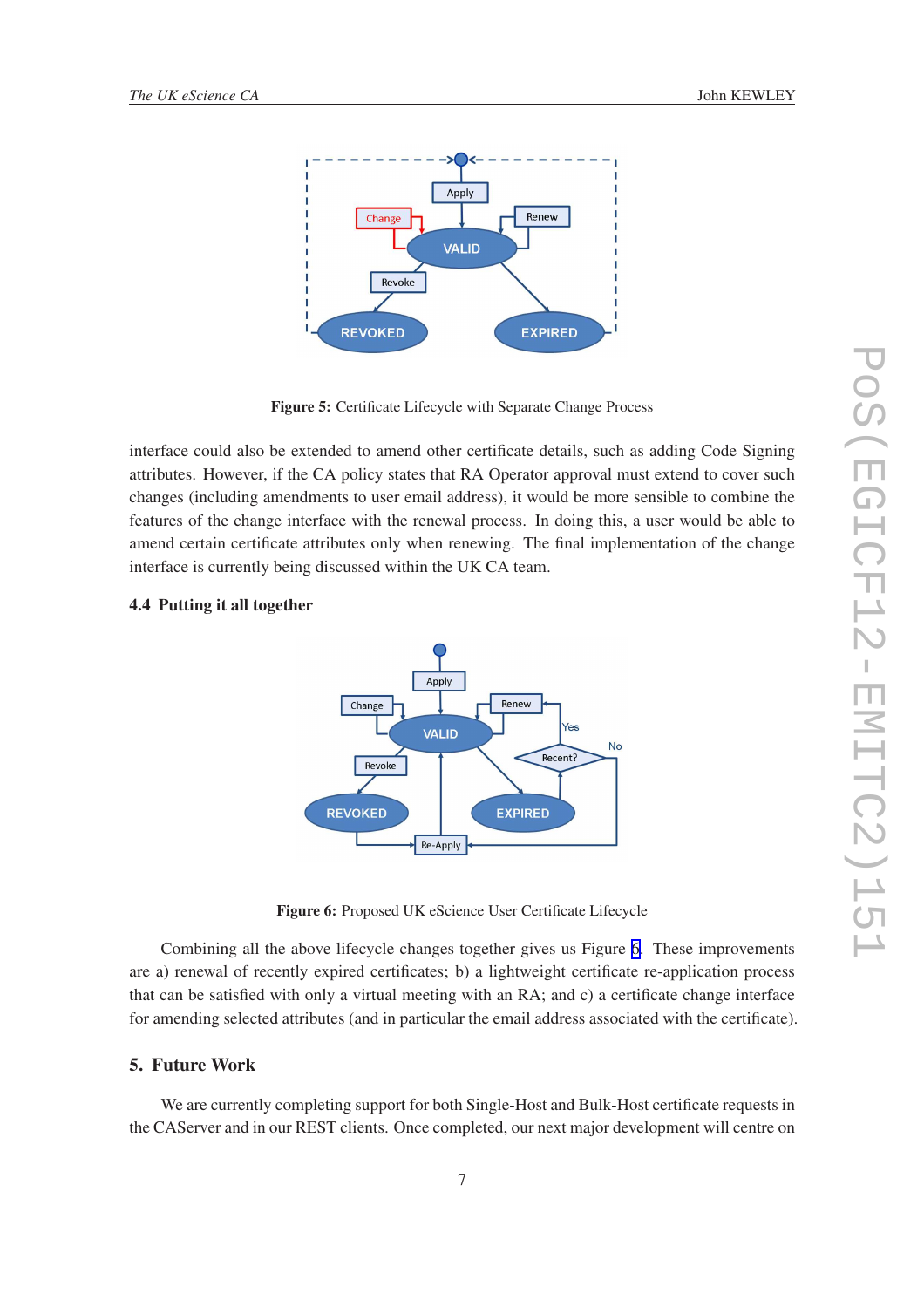Figure 5: Certificate Lifecycle with Separate Change Process

interface could also be extended to amend other certificate details, such as adding Code Signing attributes. However, if the CA policy states that RA Operator approval must extend to cover such changes (including amendments to user email address), it would be more sensible to combine the features of the change interface with the renewal process. In doing this, a user would be able to amend certain certificate attributes only when renewing. The final implementation of the change interface is currently being discussed within the UK CA team.

### 4.4 Putting it all together

Figure 6: Proposed UK eScience User Certificate Lifecycle

Combining all the above lifecycle changes together gives us Figure 6. These improvements are a) renewal of recently expired certificates; b) a lightweight certificate re-application process that can be satisfied with only a virtual meeting with an RA; and c) a certificate change interface for amending selected attributes (and in particular the email address associated with the certificate).

## 5. Future Work

We are currently completing support for both Single-Host and Bulk-Host certificate requests in the CAServer and in our REST clients. Once completed, our next major development will centre on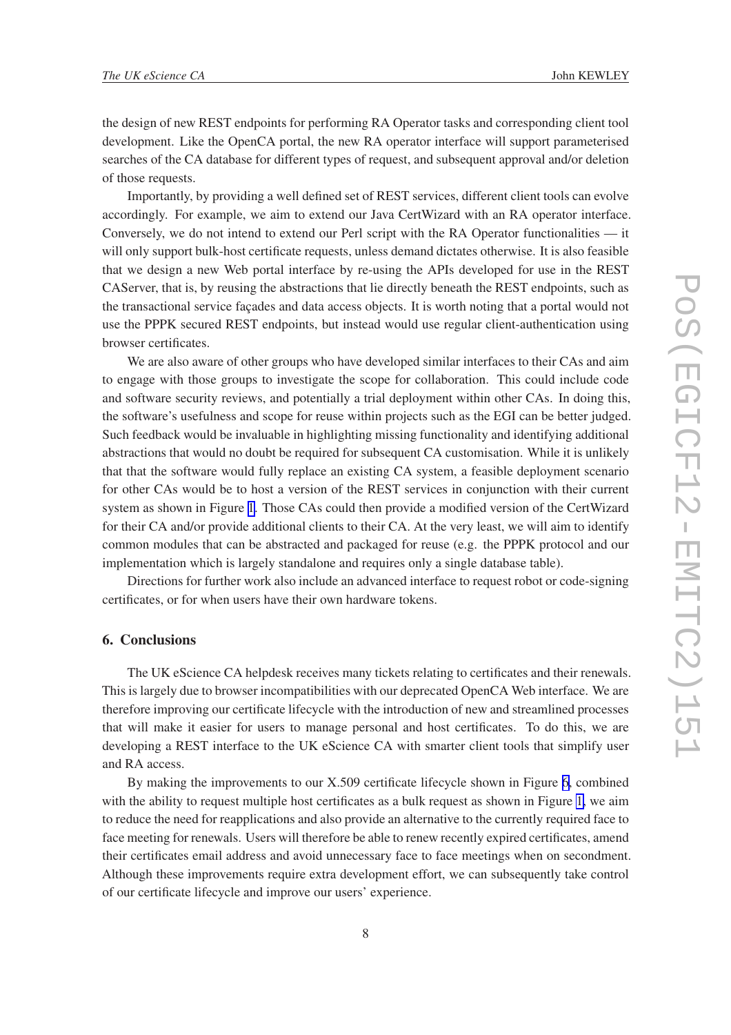the design of new REST endpoints for performing RA Operator tasks and corresponding client tool development. Like the OpenCA portal, the new RA operator interface will support parameterised searches of the CA database for different types of request, and subsequent approval and/or deletion of those requests.

Importantly, by providing a well defined set of REST services, different client tools can evolve accordingly. For example, we aim to extend our Java CertWizard with an RA operator interface. Conversely, we do not intend to extend our Perl script with the RA Operator functionalities — it will only support bulk-host certificate requests, unless demand dictates otherwise. It is also feasible that we design a new Web portal interface by re-using the APIs developed for use in the REST CAServer, that is, by reusing the abstractions that lie directly beneath the REST endpoints, such as the transactional service façades and data access objects. It is worth noting that a portal would not use the PPPK secured REST endpoints, but instead would use regular client-authentication using browser certificates.

We are also aware of other groups who have developed similar interfaces to their CAs and aim to engage with those groups to investigate the scope for collaboration. This could include code and software security reviews, and potentially a trial deployment within other CAs. In doing this, the software's usefulness and scope for reuse within projects such as the EGI can be better judged. Such feedback would be invaluable in highlighting missing functionality and identifying additional abstractions that would no doubt be required for subsequent CA customisation. While it is unlikely that that the software would fully replace an existing CA system, a feasible deployment scenario for other CAs would be to host a version of the REST services in conjunction with their current system as shown in Figure 1. Those CAs could then provide a modified version of the CertWizard for their CA and/or provide additional clients to their CA. At the very least, we will aim to identify common modules that can be abstracted and packaged for reuse (e.g. the PPPK protocol and our implementation which is largely standalone and requires only a single database table).

Directions for further work also include an advanced interface to request robot or code-signing certificates, or for when users have their own hardware tokens.

## 6. Conclusions

The UK eScience CA helpdesk receives many tickets relating to certificates and their renewals. This is largely due to browser incompatibilities with our deprecated OpenCA Web interface. We are therefore improving our certificate lifecycle with the introduction of new and streamlined processes that will make it easier for users to manage personal and host certificates. To do this, we are developing a REST interface to the UK eScience CA with smarter client tools that simplify user and RA access.

By making the improvements to our X.509 certificate lifecycle shown in Figure 6, combined with the ability to request multiple host certificates as a bulk request as shown in Figure 1, we aim to reduce the need for reapplications and also provide an alternative to the currently required face to face meeting for renewals. Users will therefore be able to renew recently expired certificates, amend their certificates email address and avoid unnecessary face to face meetings when on secondment. Although these improvements require extra development effort, we can subsequently take control of our certificate lifecycle and improve our users' experience.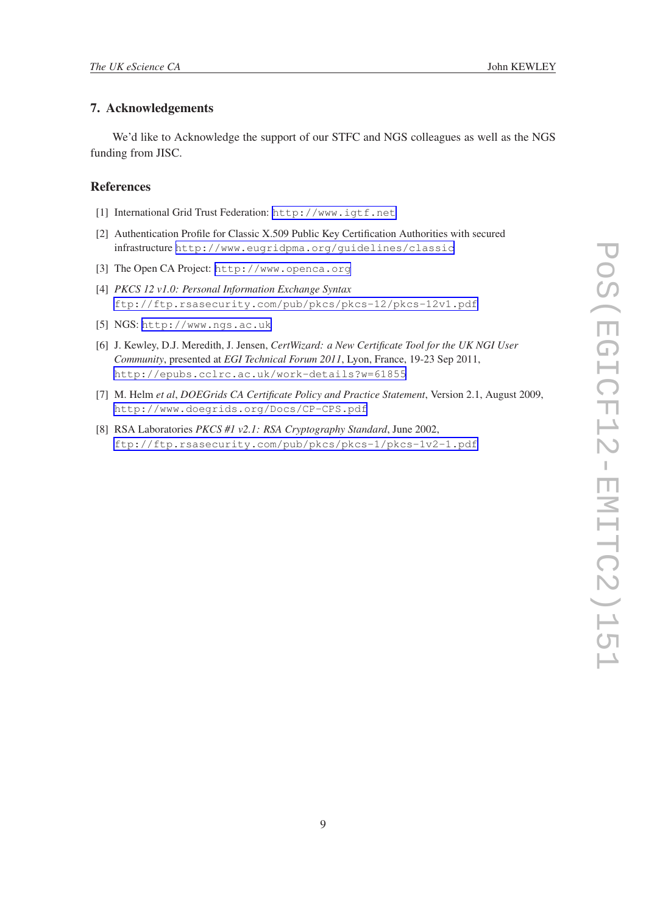## 7. Acknowledgements

We'd like to Acknowledge the support of our STFC and NGS colleagues as well as the NGS funding from JISC.

## References

[1] International Grid Trust Federation: http://www.igtf.net

[2] Authentication Profile for Classic X.509 Public Key Certification Authorities with secured infrastructure http://www.eugridpma.org/guidelines/classic

[3] The Open CA Project: http://www.openca.org

[4] *PKCS 12 v1.0: Personal Information Exchange Syntax* ftp://ftp.rsasecurity.com/pub/pkcs/pkcs-12/pkcs-12v1.pdf

[5] NGS: http://www.ngs.ac.uk

[6] J. Kewley, D.J. Meredith, J. Jensen, *CertWizard: a New Certificate Tool for the UK NGI User Community*, presented at *EGI Technical Forum 2011*, Lyon, France, 19-23 Sep 2011, http://epubs.cclrc.ac.uk/work-details?w=61855

[7] M. Helm *et al*, *DOEGrids CA Certificate Policy and Practice Statement*, Version 2.1, August 2009, http://www.doegrids.org/Docs/CP-CPS.pdf

[8] RSA Laboratories *PKCS #1 v2.1: RSA Cryptography Standard*, June 2002, ftp://ftp.rsasecurity.com/pub/pkcs/pkcs-1/pkcs-1v2-1.pdf